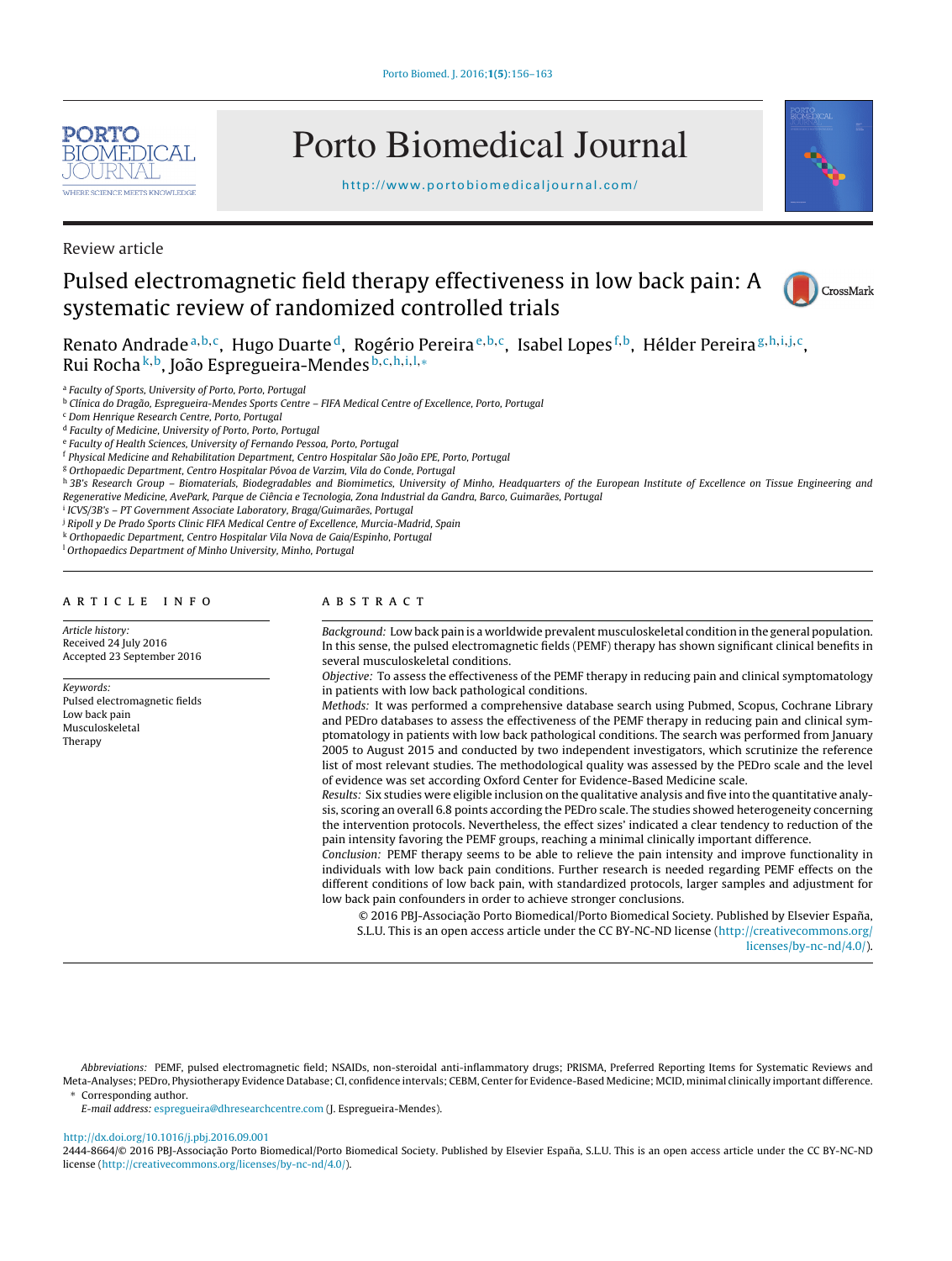Review article

# Pulsed electromagnetic field therapy effectiveness in low back pain: A systematic review of randomized controlled trials

Renato Andrade[a,b,c], Hugo Duarte[d], Rogério Pereira[e,b,c], Isabel Lopes[f,b], Hélder Pereira[g,h,i,j,c], Rui Rocha[k,b], João Espregueira-Mendes[b,c,h,i,l,*]

[a] Faculty of Sports, University of Porto, Porto, Portugal
[b] Clínica do Dragão, Espregueira-Mendes Sports Centre – FIFA Medical Centre of Excellence, Porto, Portugal
[c] Dom Henrique Research Centre, Porto, Portugal
[d] Faculty of Medicine, University of Porto, Porto, Portugal
[e] Faculty of Health Sciences, University of Fernando Pessoa, Porto, Portugal
[f] Physical Medicine and Rehabilitation Department, Centro Hospitalar São João EPE, Porto, Portugal
[g] Orthopaedic Department, Centro Hospitalar Póvoa de Varzim, Vila do Conde, Portugal
[h] 3B's Research Group – Biomaterials, Biodegradables and Biomimetics, University of Minho, Headquarters of the European Institute of Excellence on Tissue Engineering and Regenerative Medicine, AvePark, Parque de Ciência e Tecnologia, Zona Industrial da Gandra, Barco, Guimarães, Portugal
[i] ICVS/3B's – PT Government Associate Laboratory, Braga/Guimarães, Portugal
[j] Ripoll y De Prado Sports Clinic FIFA Medical Centre of Excellence, Murcia-Madrid, Spain
[k] Orthopaedic Department, Centro Hospitalar Vila Nova de Gaia/Espinho, Portugal
[l] Orthopaedics Department of Minho University, Minho, Portugal

## ARTICLE INFO

*Article history:*
Received 24 July 2016
Accepted 23 September 2016

*Keywords:*
Pulsed electromagnetic fields
Low back pain
Musculoskeletal
Therapy

## ABSTRACT

*Background:* Low back pain is a worldwide prevalent musculoskeletal condition in the general population. In this sense, the pulsed electromagnetic fields (PEMF) therapy has shown significant clinical benefits in several musculoskeletal conditions.

*Objective:* To assess the effectiveness of the PEMF therapy in reducing pain and clinical symptomatology in patients with low back pathological conditions.

*Methods:* It was performed a comprehensive database search using Pubmed, Scopus, Cochrane Library and PEDro databases to assess the effectiveness of the PEMF therapy in reducing pain and clinical symptomatology in patients with low back pathological conditions. The search was performed from January 2005 to August 2015 and conducted by two independent investigators, which scrutinize the reference list of most relevant studies. The methodological quality was assessed by the PEDro scale and the level of evidence was set according Oxford Center for Evidence-Based Medicine scale.

*Results:* Six studies were eligible inclusion on the qualitative analysis and five into the quantitative analysis, scoring an overall 6.8 points according the PEDro scale. The studies showed heterogeneity concerning the intervention protocols. Nevertheless, the effect sizes' indicated a clear tendency to reduction of the pain intensity favoring the PEMF groups, reaching a minimal clinically important difference.

*Conclusion:* PEMF therapy seems to be able to relieve the pain intensity and improve functionality in individuals with low back pain conditions. Further research is needed regarding PEMF effects on the different conditions of low back pain, with standardized protocols, larger samples and adjustment for low back pain confounders in order to achieve stronger conclusions.

© 2016 PBJ-Associação Porto Biomedical/Porto Biomedical Society. Published by Elsevier España, S.L.U. This is an open access article under the CC BY-NC-ND license (http://creativecommons.org/licenses/by-nc-nd/4.0/).

*Abbreviations:* PEMF, pulsed electromagnetic field; NSAIDs, non-steroidal anti-inflammatory drugs; PRISMA, Preferred Reporting Items for Systematic Reviews and Meta-Analyses; PEDro, Physiotherapy Evidence Database; CI, confidence intervals; CEBM, Center for Evidence-Based Medicine; MCID, minimal clinically important difference.

\* Corresponding author.
*E-mail address:* espregueira@dhresearchcentre.com (J. Espregueira-Mendes).

http://dx.doi.org/10.1016/j.pbj.2016.09.001
2444-8664/© 2016 PBJ-Associação Porto Biomedical/Porto Biomedical Society. Published by Elsevier España, S.L.U. This is an open access article under the CC BY-NC-ND license (http://creativecommons.org/licenses/by-nc-nd/4.0/).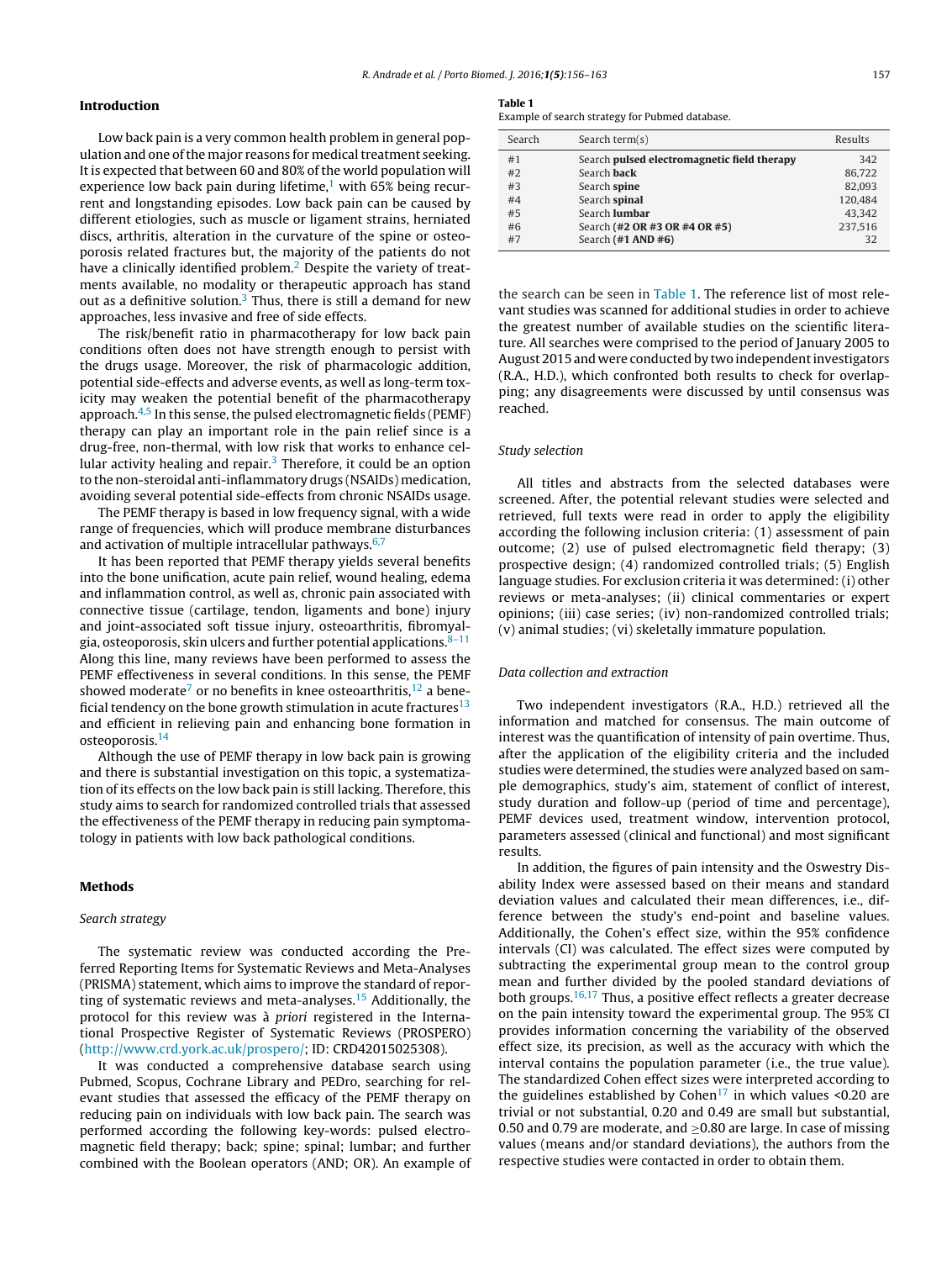## Introduction

Low back pain is a very common health problem in general population and one of the major reasons for medical treatment seeking. It is expected that between 60 and 80% of the world population will experience low back pain during lifetime,[1] with 65% being recurrent and longstanding episodes. Low back pain can be caused by different etiologies, such as muscle or ligament strains, herniated discs, arthritis, alteration in the curvature of the spine or osteoporosis related fractures but, the majority of the patients do not have a clinically identified problem.[2] Despite the variety of treatments available, no modality or therapeutic approach has stand out as a definitive solution.[3] Thus, there is still a demand for new approaches, less invasive and free of side effects.

The risk/benefit ratio in pharmacotherapy for low back pain conditions often does not have strength enough to persist with the drugs usage. Moreover, the risk of pharmacologic addition, potential side-effects and adverse events, as well as long-term toxicity may weaken the potential benefit of the pharmacotherapy approach.[4,5] In this sense, the pulsed electromagnetic fields (PEMF) therapy can play an important role in the pain relief since is a drug-free, non-thermal, with low risk that works to enhance cellular activity healing and repair.[3] Therefore, it could be an option to the non-steroidal anti-inflammatory drugs (NSAIDs) medication, avoiding several potential side-effects from chronic NSAIDs usage.

The PEMF therapy is based in low frequency signal, with a wide range of frequencies, which will produce membrane disturbances and activation of multiple intracellular pathways.[6,7]

It has been reported that PEMF therapy yields several benefits into the bone unification, acute pain relief, wound healing, edema and inflammation control, as well as, chronic pain associated with connective tissue (cartilage, tendon, ligaments and bone) injury and joint-associated soft tissue injury, osteoarthritis, fibromyalgia, osteoporosis, skin ulcers and further potential applications.[8–11] Along this line, many reviews have been performed to assess the PEMF effectiveness in several conditions. In this sense, the PEMF showed moderate[7] or no benefits in knee osteoarthritis,[12] a beneficial tendency on the bone growth stimulation in acute fractures[13] and efficient in relieving pain and enhancing bone formation in osteoporosis.[14]

Although the use of PEMF therapy in low back pain is growing and there is substantial investigation on this topic, a systematization of its effects on the low back pain is still lacking. Therefore, this study aims to search for randomized controlled trials that assessed the effectiveness of the PEMF therapy in reducing pain symptomatology in patients with low back pathological conditions.

## Methods

### Search strategy

The systematic review was conducted according the Preferred Reporting Items for Systematic Reviews and Meta-Analyses (PRISMA) statement, which aims to improve the standard of reporting of systematic reviews and meta-analyses.[15] Additionally, the protocol for this review was à *priori* registered in the International Prospective Register of Systematic Reviews (PROSPERO) (http://www.crd.york.ac.uk/prospero/; ID: CRD42015025308).

It was conducted a comprehensive database search using Pubmed, Scopus, Cochrane Library and PEDro, searching for relevant studies that assessed the efficacy of the PEMF therapy on reducing pain on individuals with low back pain. The search was performed according the following key-words: pulsed electromagnetic field therapy; back; spine; spinal; lumbar; and further combined with the Boolean operators (AND; OR). An example of the search can be seen in Table 1. The reference list of most relevant studies was scanned for additional studies in order to achieve the greatest number of available studies on the scientific literature. All searches were comprised to the period of January 2005 to August 2015 and were conducted by two independent investigators (R.A., H.D.), which confronted both results to check for overlapping; any disagreements were discussed by until consensus was reached.

**Table 1**
Example of search strategy for Pubmed database.

| Search | Search term(s) | Results |
|---|---|---|
| #1 | Search **pulsed electromagnetic field therapy** | 342 |
| #2 | Search **back** | 86,722 |
| #3 | Search **spine** | 82,093 |
| #4 | Search **spinal** | 120,484 |
| #5 | Search **lumbar** | 43,342 |
| #6 | Search **(#2 OR #3 OR #4 OR #5)** | 237,516 |
| #7 | Search **(#1 AND #6)** | 32 |

### Study selection

All titles and abstracts from the selected databases were screened. After, the potential relevant studies were selected and retrieved, full texts were read in order to apply the eligibility according the following inclusion criteria: (1) assessment of pain outcome; (2) use of pulsed electromagnetic field therapy; (3) prospective design; (4) randomized controlled trials; (5) English language studies. For exclusion criteria it was determined: (i) other reviews or meta-analyses; (ii) clinical commentaries or expert opinions; (iii) case series; (iv) non-randomized controlled trials; (v) animal studies; (vi) skeletally immature population.

### Data collection and extraction

Two independent investigators (R.A., H.D.) retrieved all the information and matched for consensus. The main outcome of interest was the quantification of intensity of pain overtime. Thus, after the application of the eligibility criteria and the included studies were determined, the studies were analyzed based on sample demographics, study's aim, statement of conflict of interest, study duration and follow-up (period of time and percentage), PEMF devices used, treatment window, intervention protocol, parameters assessed (clinical and functional) and most significant results.

In addition, the figures of pain intensity and the Oswestry Disability Index were assessed based on their means and standard deviation values and calculated their mean differences, i.e., difference between the study's end-point and baseline values. Additionally, the Cohen's effect size, within the 95% confidence intervals (CI) was calculated. The effect sizes were computed by subtracting the experimental group mean to the control group mean and further divided by the pooled standard deviations of both groups.[16,17] Thus, a positive effect reflects a greater decrease on the pain intensity toward the experimental group. The 95% CI provides information concerning the variability of the observed effect size, its precision, as well as the accuracy with which the interval contains the population parameter (i.e., the true value). The standardized Cohen effect sizes were interpreted according to the guidelines established by Cohen[17] in which values <0.20 are trivial or not substantial, 0.20 and 0.49 are small but substantial, 0.50 and 0.79 are moderate, and ≥0.80 are large. In case of missing values (means and/or standard deviations), the authors from the respective studies were contacted in order to obtain them.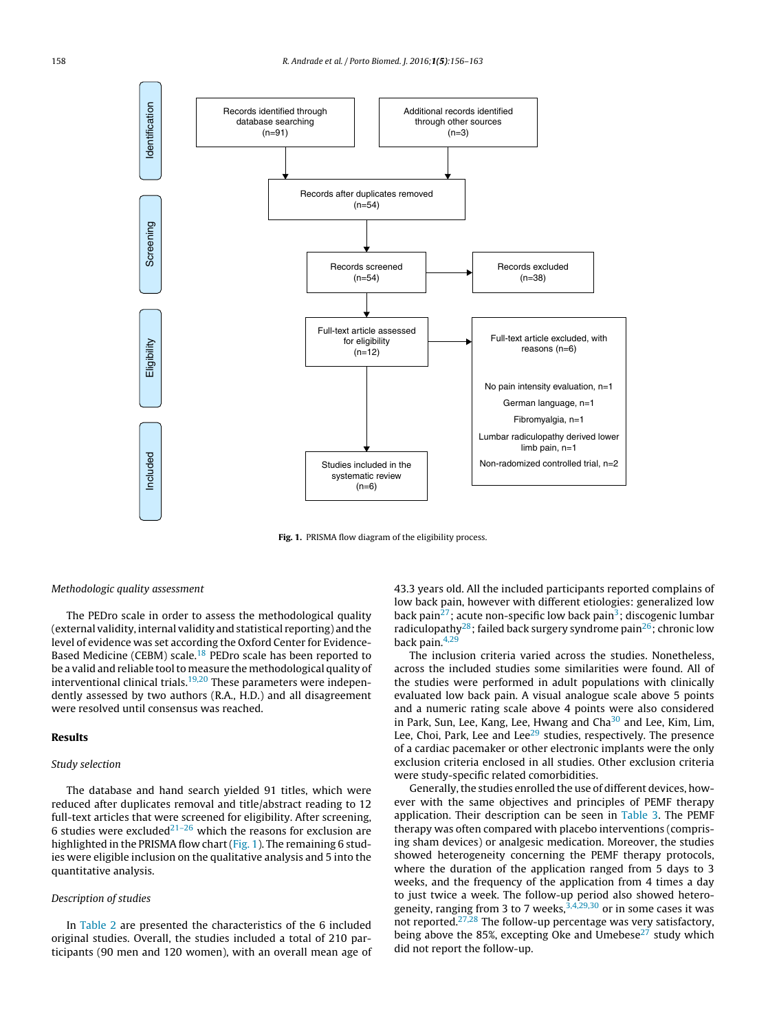Records identified through database searching (n=91)

Additional records identified through other sources (n=3)

Records after duplicates removed (n=54)

Records screened (n=54)

Records excluded (n=38)

Full-text article assessed for eligibility (n=12)

Full-text article excluded, with reasons (n=6)

No pain intensity evaluation, n=1

German language, n=1

Fibromyalgia, n=1

Lumbar radiculopathy derived lower limb pain, n=1

Non-radomized controlled trial, n=2

Studies included in the systematic review (n=6)

Identification

Screening

Eligibility

Included

**Fig. 1.** PRISMA flow diagram of the eligibility process.

*Methodologic quality assessment*

The PEDro scale in order to assess the methodological quality (external validity, internal validity and statistical reporting) and the level of evidence was set according the Oxford Center for Evidence-Based Medicine (CEBM) scale.[18] PEDro scale has been reported to be a valid and reliable tool to measure the methodological quality of interventional clinical trials.[19,20] These parameters were independently assessed by two authors (R.A., H.D.) and all disagreement were resolved until consensus was reached.

## Results

*Study selection*

The database and hand search yielded 91 titles, which were reduced after duplicates removal and title/abstract reading to 12 full-text articles that were screened for eligibility. After screening, 6 studies were excluded[21–26] which the reasons for exclusion are highlighted in the PRISMA flow chart (Fig. 1). The remaining 6 studies were eligible inclusion on the qualitative analysis and 5 into the quantitative analysis.

*Description of studies*

In Table 2 are presented the characteristics of the 6 included original studies. Overall, the studies included a total of 210 participants (90 men and 120 women), with an overall mean age of 43.3 years old. All the included participants reported complains of low back pain, however with different etiologies: generalized low back pain[27]; acute non-specific low back pain[3]; discogenic lumbar radiculopathy[28]; failed back surgery syndrome pain[26]; chronic low back pain.[4,29]

The inclusion criteria varied across the studies. Nonetheless, across the included studies some similarities were found. All of the studies were performed in adult populations with clinically evaluated low back pain. A visual analogue scale above 5 points and a numeric rating scale above 4 points were also considered in Park, Sun, Lee, Kang, Lee, Hwang and Cha[30] and Lee, Kim, Lim, Lee, Choi, Park, Lee and Lee[29] studies, respectively. The presence of a cardiac pacemaker or other electronic implants were the only exclusion criteria enclosed in all studies. Other exclusion criteria were study-specific related comorbidities.

Generally, the studies enrolled the use of different devices, however with the same objectives and principles of PEMF therapy application. Their description can be seen in Table 3. The PEMF therapy was often compared with placebo interventions (comprising sham devices) or analgesic medication. Moreover, the studies showed heterogeneity concerning the PEMF therapy protocols, where the duration of the application ranged from 5 days to 3 weeks, and the frequency of the application from 4 times a day to just twice a week. The follow-up period also showed heterogeneity, ranging from 3 to 7 weeks,[3,4,29,30] or in some cases it was not reported.[27,28] The follow-up percentage was very satisfactory, being above the 85%, excepting Oke and Umebese[27] study which did not report the follow-up.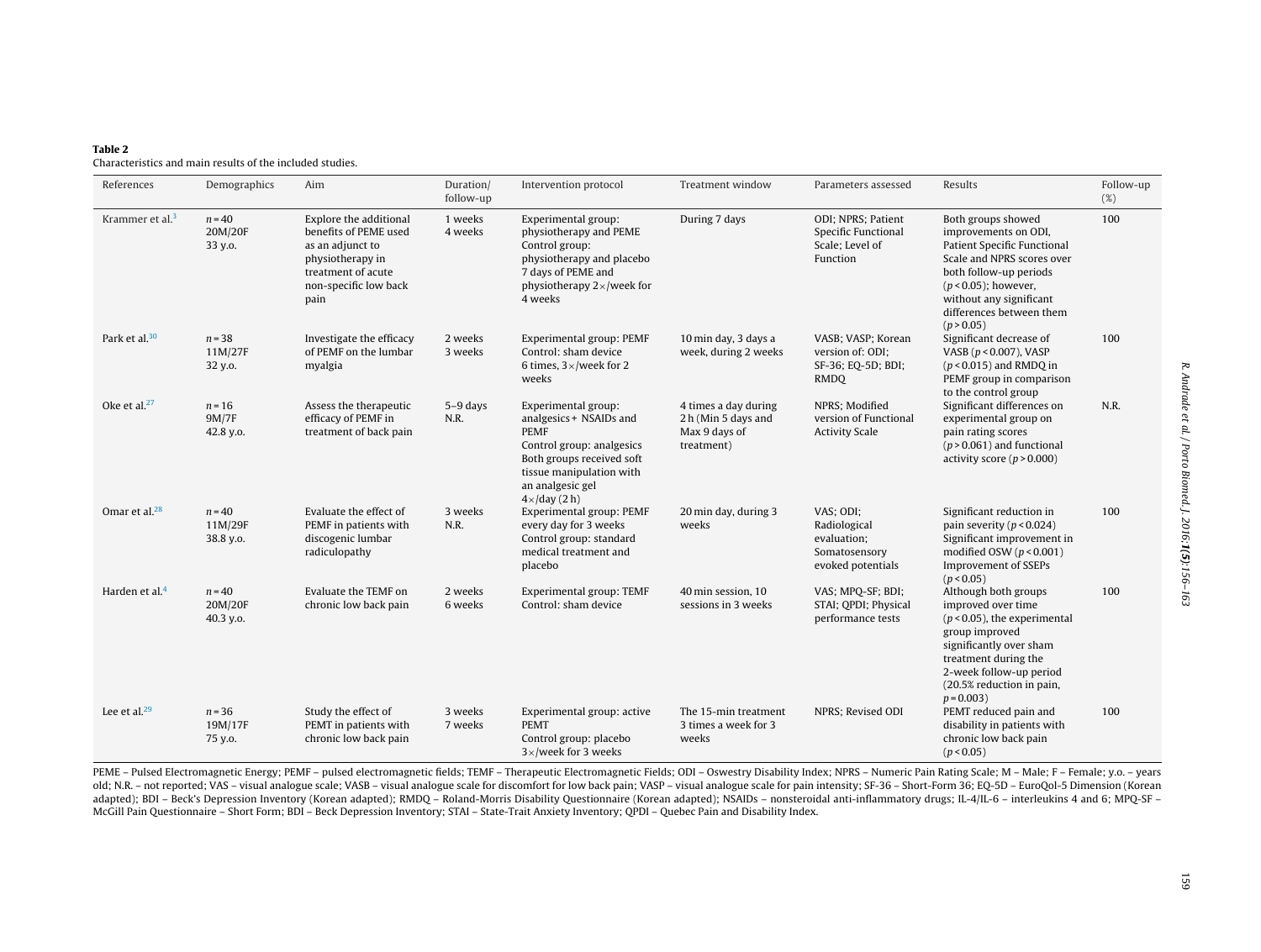**Table 2**
Characteristics and main results of the included studies.

| References | Demographics | Aim | Duration/ follow-up | Intervention protocol | Treatment window | Parameters assessed | Results | Follow-up (%) |
|---|---|---|---|---|---|---|---|---|
| Krammer et al.[3] | $n = 40$ 20M/20F 33 y.o. | Explore the additional benefits of PEME used as an adjunct to physiotherapy in treatment of acute non-specific low back pain | 1 weeks 4 weeks | Experimental group: physiotherapy and PEME Control group: physiotherapy and placebo 7 days of PEME and physiotherapy 2×/week for 4 weeks | During 7 days | ODI; NPRS; Patient Specific Functional Scale; Level of Function | Both groups showed improvements on ODI, Patient Specific Functional Scale and NPRS scores over both follow-up periods ($p < 0.05$); however, without any significant differences between them ($p > 0.05$) | 100 |
| Park et al.[30] | $n = 38$ 11M/27F 32 y.o. | Investigate the efficacy of PEMF on the lumbar myalgia | 2 weeks 3 weeks | Experimental group: PEMF Control: sham device 6 times, 3×/week for 2 weeks | 10 min day, 3 days a week, during 2 weeks | VASB; VASP; Korean version of: ODI; SF-36; EQ-5D; BDI; RMDQ | Significant decrease of VASB ($p < 0.007$), VASP ($p < 0.015$) and RMDQ in PEMF group in comparison to the control group | 100 |
| Oke et al.[27] | $n = 16$ 9M/7F 42.8 y.o. | Assess the therapeutic efficacy of PEMF in treatment of back pain | 5–9 days N.R. | Experimental group: analgesics + NSAIDs and PEMF Control group: analgesics Both groups received soft tissue manipulation with an analgesic gel 4×/day (2 h) | 4 times a day during 2 h (Min 5 days and Max 9 days of treatment) | NPRS; Modified version of Functional Activity Scale | Significant differences on experimental group on pain rating scores ($p > 0.061$) and functional activity score ($p > 0.000$) | N.R. |
| Omar et al.[28] | $n = 40$ 11M/29F 38.8 y.o. | Evaluate the effect of PEMF in patients with discogenic lumbar radiculopathy | 3 weeks N.R. | Experimental group: PEMF every day for 3 weeks Control group: standard medical treatment and placebo | 20 min day, during 3 weeks | VAS; ODI; Radiological evaluation; Somatosensory evoked potentials | Significant reduction in pain severity ($p < 0.024$) Significant improvement in modified OSW ($p < 0.001$) Improvement of SSEPs ($p < 0.05$) | 100 |
| Harden et al.[4] | $n = 40$ 20M/20F 40.3 y.o. | Evaluate the TEMF on chronic low back pain | 2 weeks 6 weeks | Experimental group: TEMF Control: sham device | 40 min session, 10 sessions in 3 weeks | VAS; MPQ-SF; BDI; STAI; QPDI; Physical performance tests | Although both groups improved over time ($p < 0.05$), the experimental group improved significantly over sham treatment during the 2-week follow-up period (20.5% reduction in pain, $p = 0.003$) | 100 |
| Lee et al.[29] | $n = 36$ 19M/17F 75 y.o. | Study the effect of PEMT in patients with chronic low back pain | 3 weeks 7 weeks | Experimental group: active PEMT Control group: placebo 3×/week for 3 weeks | The 15-min treatment 3 times a week for 3 weeks | NPRS; Revised ODI | PEMT reduced pain and disability in patients with chronic low back pain ($p < 0.05$) | 100 |

PEME – Pulsed Electromagnetic Energy; PEMF – pulsed electromagnetic fields; TEMF – Therapeutic Electromagnetic Fields; ODI – Oswestry Disability Index; NPRS – Numeric Pain Rating Scale; M – Male; F – Female; y.o. – years old; N.R. – not reported; VAS – visual analogue scale; VASB – visual analogue scale for discomfort for low back pain; VASP – visual analogue scale for pain intensity; SF-36 – Short-Form 36; EQ-5D – EuroQol-5 Dimension (Korean adapted); BDI – Beck's Depression Inventory (Korean adapted); RMDQ – Roland-Morris Disability Questionnaire (Korean adapted); NSAIDs – nonsteroidal anti-inflammatory drugs; IL-4/IL-6 – interleukins 4 and 6; MPQ-SF – McGill Pain Questionnaire – Short Form; BDI – Beck Depression Inventory; STAI – State-Trait Anxiety Inventory; QPDI – Quebec Pain and Disability Index.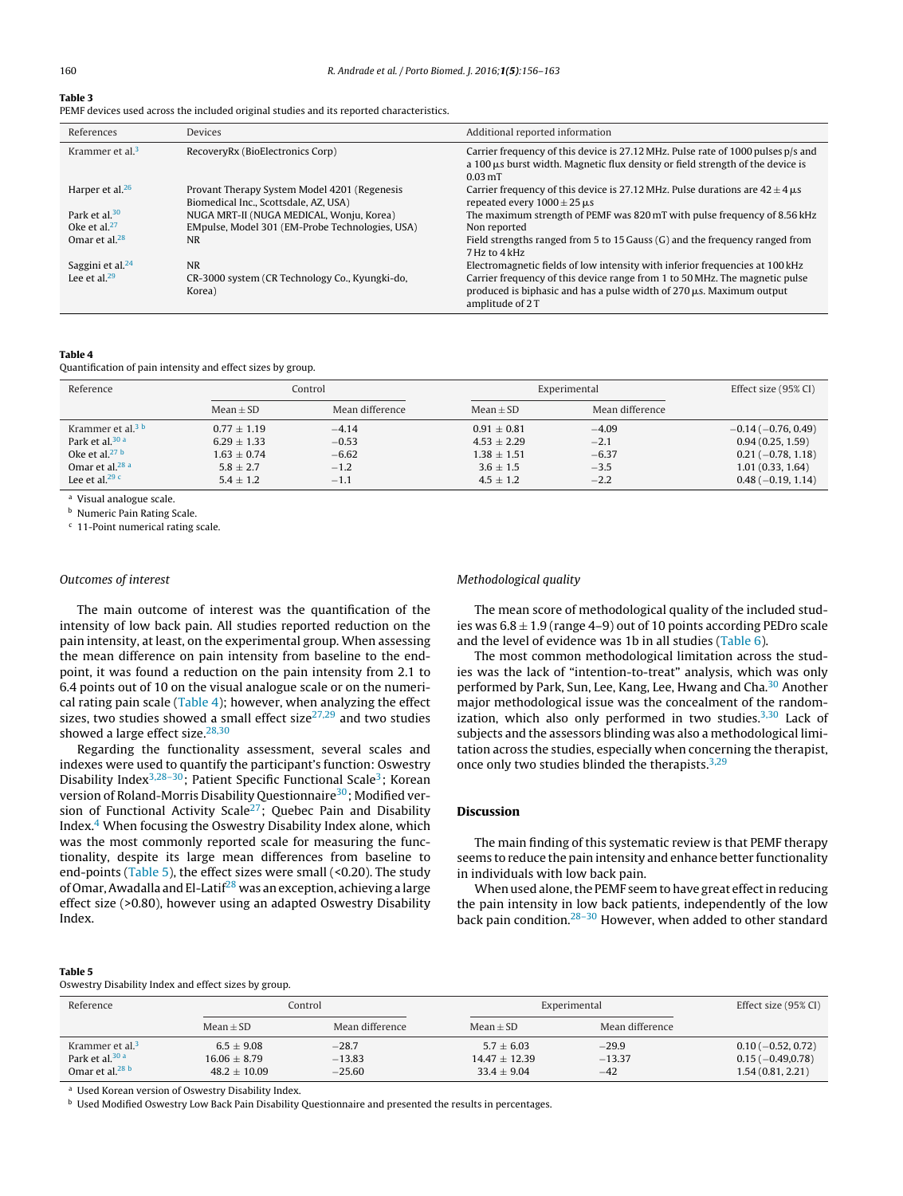**Table 3**
PEMF devices used across the included original studies and its reported characteristics.

| References | Devices | Additional reported information |
| --- | --- | --- |
| Krammer et al.[3] | RecoveryRx (BioElectronics Corp) | Carrier frequency of this device is 27.12 MHz. Pulse rate of 1000 pulses p/s and a 100 μs burst width. Magnetic flux density or field strength of the device is 0.03 mT |
| Harper et al.[26] | Provant Therapy System Model 4201 (Regenesis Biomedical Inc., Scottsdale, AZ, USA) | Carrier frequency of this device is 27.12 MHz. Pulse durations are 42 ± 4 μs repeated every 1000 ± 25 μs |
| Park et al.[30] | NUGA MRT-II (NUGA MEDICAL, Wonju, Korea) | The maximum strength of PEMF was 820 mT with pulse frequency of 8.56 kHz |
| Oke et al.[27] | EMpulse, Model 301 (EM-Probe Technologies, USA) | Non reported |
| Omar et al.[28] | NR | Field strengths ranged from 5 to 15 Gauss (G) and the frequency ranged from 7 Hz to 4 kHz |
| Saggini et al.[24] | NR | Electromagnetic fields of low intensity with inferior frequencies at 100 kHz |
| Lee et al.[29] | CR-3000 system (CR Technology Co., Kyungki-do, Korea) | Carrier frequency of this device range from 1 to 50 MHz. The magnetic pulse produced is biphasic and has a pulse width of 270 μs. Maximum output amplitude of 2 T |

**Table 4**
Quantification of pain intensity and effect sizes by group.

| Reference | Control | | Experimental | | Effect size (95% CI) |
| --- | --- | --- | --- | --- | --- |
| | Mean ± SD | Mean difference | Mean ± SD | Mean difference | |
| Krammer et al.[3] [b] | 0.77 ± 1.19 | −4.14 | 0.91 ± 0.81 | −4.09 | −0.14 (−0.76, 0.49) |
| Park et al.[30] [a] | 6.29 ± 1.33 | −0.53 | 4.53 ± 2.29 | −2.1 | 0.94 (0.25, 1.59) |
| Oke et al.[27] [b] | 1.63 ± 0.74 | −6.62 | 1.38 ± 1.51 | −6.37 | 0.21 (−0.78, 1.18) |
| Omar et al.[28] [a] | 5.8 ± 2.7 | −1.2 | 3.6 ± 1.5 | −3.5 | 1.01 (0.33, 1.64) |
| Lee et al.[29] [c] | 5.4 ± 1.2 | −1.1 | 4.5 ± 1.2 | −2.2 | 0.48 (−0.19, 1.14) |

[a] Visual analogue scale.
[b] Numeric Pain Rating Scale.
[c] 11-Point numerical rating scale.

### Outcomes of interest

The main outcome of interest was the quantification of the intensity of low back pain. All studies reported reduction on the pain intensity, at least, on the experimental group. When assessing the mean difference on pain intensity from baseline to the end-point, it was found a reduction on the pain intensity from 2.1 to 6.4 points out of 10 on the visual analogue scale or on the numerical rating pain scale (Table 4); however, when analyzing the effect sizes, two studies showed a small effect size[27,29] and two studies showed a large effect size.[28,30]

Regarding the functionality assessment, several scales and indexes were used to quantify the participant's function: Oswestry Disability Index[3,28–30]; Patient Specific Functional Scale[3]; Korean version of Roland-Morris Disability Questionnaire[30]; Modified version of Functional Activity Scale[27]; Quebec Pain and Disability Index.[4] When focusing the Oswestry Disability Index alone, which was the most commonly reported scale for measuring the functionality, despite its large mean differences from baseline to end-points (Table 5), the effect sizes were small (<0.20). The study of Omar, Awadalla and El-Latif[28] was an exception, achieving a large effect size (>0.80), however using an adapted Oswestry Disability Index.

### Methodological quality

The mean score of methodological quality of the included studies was 6.8 ± 1.9 (range 4–9) out of 10 points according PEDro scale and the level of evidence was 1b in all studies (Table 6).

The most common methodological limitation across the studies was the lack of "intention-to-treat" analysis, which was only performed by Park, Sun, Lee, Kang, Lee, Hwang and Cha.[30] Another major methodological issue was the concealment of the randomization, which also only performed in two studies.[3,30] Lack of subjects and the assessors blinding was also a methodological limitation across the studies, especially when concerning the therapist, once only two studies blinded the therapists.[3,29]

## Discussion

The main finding of this systematic review is that PEMF therapy seems to reduce the pain intensity and enhance better functionality in individuals with low back pain.

When used alone, the PEMF seem to have great effect in reducing the pain intensity in low back patients, independently of the low back pain condition.[28–30] However, when added to other standard

**Table 5**
Oswestry Disability Index and effect sizes by group.

| Reference | Control | | Experimental | | Effect size (95% CI) |
| --- | --- | --- | --- | --- | --- |
| | Mean ± SD | Mean difference | Mean ± SD | Mean difference | |
| Krammer et al.[3] | 6.5 ± 9.08 | −28.7 | 5.7 ± 6.03 | −29.9 | 0.10 (−0.52, 0.72) |
| Park et al.[30] [a] | 16.06 ± 8.79 | −13.83 | 14.47 ± 12.39 | −13.37 | 0.15 (−0.49,0.78) |
| Omar et al.[28] [b] | 48.2 ± 10.09 | −25.60 | 33.4 ± 9.04 | −42 | 1.54 (0.81, 2.21) |

[a] Used Korean version of Oswestry Disability Index.
[b] Used Modified Oswestry Low Back Pain Disability Questionnaire and presented the results in percentages.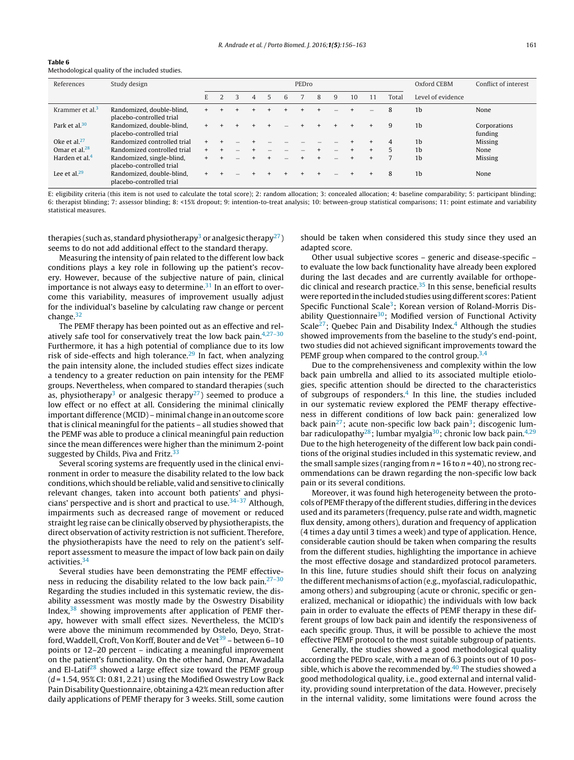**Table 6**
Methodological quality of the included studies.

| References | Study design | PEDro | | | | | | | | | | | | Oxford CEBM | Conflict of interest |
|---|---|---|---|---|---|---|---|---|---|---|---|---|---|---|---|
| | | E | 2 | 3 | 4 | 5 | 6 | 7 | 8 | 9 | 10 | 11 | Total | Level of evidence | |
| Krammer et al.[3] | Randomized, double-blind, placebo-controlled trial | + | + | + | + | + | + | + | + | – | + | – | 8 | 1b | None |
| Park et al.[30] | Randomized, double-blind, placebo-controlled trial | + | + | + | + | + | – | + | + | + | + | + | 9 | 1b | Corporations funding |
| Oke et al.[27] | Randomized controlled trial | + | + | – | + | – | – | – | – | – | + | + | 4 | 1b | Missing |
| Omar et al.[28] | Randomized controlled trial | + | + | – | + | – | – | – | + | – | + | + | 5 | 1b | None |
| Harden et al.[4] | Randomized, single-blind, placebo-controlled trial | + | + | – | + | + | – | + | + | – | + | + | 7 | 1b | Missing |
| Lee et al.[29] | Randomized, double-blind, placebo-controlled trial | + | + | – | + | + | + | + | + | – | + | + | 8 | 1b | None |

E: eligibility criteria (this item is not used to calculate the total score); 2: random allocation; 3: concealed allocation; 4: baseline comparability; 5: participant blinding; 6: therapist blinding; 7: assessor blinding; 8: <15% dropout; 9: intention-to-treat analysis; 10: between-group statistical comparisons; 11: point estimate and variability statistical measures.

therapies (such as, standard physiotherapy[3] or analgesic therapy[27]) seems to do not add additional effect to the standard therapy.

Measuring the intensity of pain related to the different low back conditions plays a key role in following up the patient's recovery. However, because of the subjective nature of pain, clinical importance is not always easy to determine.[31] In an effort to overcome this variability, measures of improvement usually adjust for the individual's baseline by calculating raw change or percent change.[32]

The PEMF therapy has been pointed out as an effective and relatively safe tool for conservatively treat the low back pain.[4,27–30] Furthermore, it has a high potential of compliance due to its low risk of side-effects and high tolerance.[29] In fact, when analyzing the pain intensity alone, the included studies effect sizes indicate a tendency to a greater reduction on pain intensity for the PEMF groups. Nevertheless, when compared to standard therapies (such as, physiotherapy[3] or analgesic therapy[27]) seemed to produce a low effect or no effect at all. Considering the minimal clinically important difference (MCID) – minimal change in an outcome score that is clinical meaningful for the patients – all studies showed that the PEMF was able to produce a clinical meaningful pain reduction since the mean differences were higher than the minimum 2-point suggested by Childs, Piva and Fritz.[33]

Several scoring systems are frequently used in the clinical environment in order to measure the disability related to the low back conditions, which should be reliable, valid and sensitive to clinically relevant changes, taken into account both patients' and physicians' perspective and is short and practical to use.[34–37] Although, impairments such as decreased range of movement or reduced straight leg raise can be clinically observed by physiotherapists, the direct observation of activity restriction is not sufficient. Therefore, the physiotherapists have the need to rely on the patient's self-report assessment to measure the impact of low back pain on daily activities.[34]

Several studies have been demonstrating the PEMF effectiveness in reducing the disability related to the low back pain.[27–30] Regarding the studies included in this systematic review, the disability assessment was mostly made by the Oswestry Disability Index,[38] showing improvements after application of PEMF therapy, however with small effect sizes. Nevertheless, the MCID's were above the minimum recommended by Ostelo, Deyo, Stratford, Waddell, Croft, Von Korff, Bouter and de Vet[39] – between 6–10 points or 12–20 percent – indicating a meaningful improvement on the patient's functionality. On the other hand, Omar, Awadalla and El-Latif[28] showed a large effect size toward the PEMF group ($d$ = 1.54, 95% CI: 0.81, 2.21) using the Modified Oswestry Low Back Pain Disability Questionnaire, obtaining a 42% mean reduction after daily applications of PEMF therapy for 3 weeks. Still, some caution should be taken when considered this study since they used an adapted score.

Other usual subjective scores – generic and disease-specific – to evaluate the low back functionality have already been explored during the last decades and are currently available for orthopedic clinical and research practice.[35] In this sense, beneficial results were reported in the included studies using different scores: Patient Specific Functional Scale[3]; Korean version of Roland-Morris Disability Questionnaire[30]; Modified version of Functional Activity Scale[27]; Quebec Pain and Disability Index.[4] Although the studies showed improvements from the baseline to the study's end-point, two studies did not achieved significant improvements toward the PEMF group when compared to the control group.[3,4]

Due to the comprehensiveness and complexity within the low back pain umbrella and allied to its associated multiple etiologies, specific attention should be directed to the characteristics of subgroups of responders.[4] In this line, the studies included in our systematic review explored the PEMF therapy effectiveness in different conditions of low back pain: generalized low back pain[27]; acute non-specific low back pain[3]; discogenic lumbar radiculopathy[28]; lumbar myalgia[30]; chronic low back pain.[4,29] Due to the high heterogeneity of the different low back pain conditions of the original studies included in this systematic review, and the small sample sizes (ranging from $n$ = 16 to $n$ = 40), no strong recommendations can be drawn regarding the non-specific low back pain or its several conditions.

Moreover, it was found high heterogeneity between the protocols of PEMF therapy of the different studies, differing in the devices used and its parameters (frequency, pulse rate and width, magnetic flux density, among others), duration and frequency of application (4 times a day until 3 times a week) and type of application. Hence, considerable caution should be taken when comparing the results from the different studies, highlighting the importance in achieve the most effective dosage and standardized protocol parameters. In this line, future studies should shift their focus on analyzing the different mechanisms of action (e.g., myofascial, radiculopathic, among others) and subgrouping (acute or chronic, specific or generalized, mechanical or idiopathic) the individuals with low back pain in order to evaluate the effects of PEMF therapy in these different groups of low back pain and identify the responsiveness of each specific group. Thus, it will be possible to achieve the most effective PEMF protocol to the most suitable subgroup of patients.

Generally, the studies showed a good methodological quality according the PEDro scale, with a mean of 6.3 points out of 10 possible, which is above the recommended by.[40] The studies showed a good methodological quality, i.e., good external and internal validity, providing sound interpretation of the data. However, precisely in the internal validity, some limitations were found across the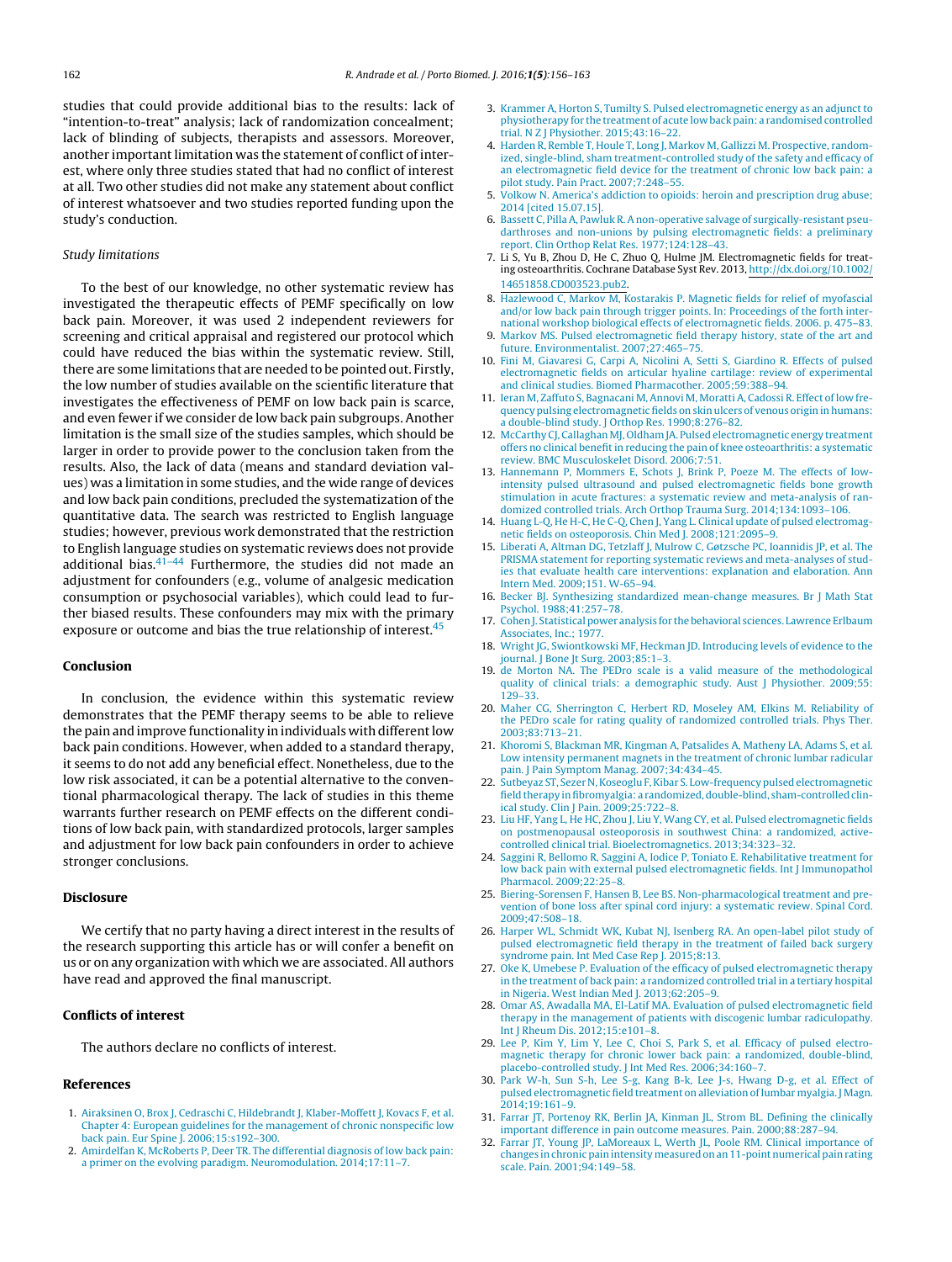studies that could provide additional bias to the results: lack of "intention-to-treat" analysis; lack of randomization concealment; lack of blinding of subjects, therapists and assessors. Moreover, another important limitation was the statement of conflict of interest, where only three studies stated that had no conflict of interest at all. Two other studies did not make any statement about conflict of interest whatsoever and two studies reported funding upon the study's conduction.

### *Study limitations*

To the best of our knowledge, no other systematic review has investigated the therapeutic effects of PEMF specifically on low back pain. Moreover, it was used 2 independent reviewers for screening and critical appraisal and registered our protocol which could have reduced the bias within the systematic review. Still, there are some limitations that are needed to be pointed out. Firstly, the low number of studies available on the scientific literature that investigates the effectiveness of PEMF on low back pain is scarce, and even fewer if we consider de low back pain subgroups. Another limitation is the small size of the studies samples, which should be larger in order to provide power to the conclusion taken from the results. Also, the lack of data (means and standard deviation values) was a limitation in some studies, and the wide range of devices and low back pain conditions, precluded the systematization of the quantitative data. The search was restricted to English language studies; however, previous work demonstrated that the restriction to English language studies on systematic reviews does not provide additional bias.[41–44] Furthermore, the studies did not made an adjustment for confounders (e.g., volume of analgesic medication consumption or psychosocial variables), which could lead to further biased results. These confounders may mix with the primary exposure or outcome and bias the true relationship of interest.[45]

## Conclusion

In conclusion, the evidence within this systematic review demonstrates that the PEMF therapy seems to be able to relieve the pain and improve functionality in individuals with different low back pain conditions. However, when added to a standard therapy, it seems to do not add any beneficial effect. Nonetheless, due to the low risk associated, it can be a potential alternative to the conventional pharmacological therapy. The lack of studies in this theme warrants further research on PEMF effects on the different conditions of low back pain, with standardized protocols, larger samples and adjustment for low back pain confounders in order to achieve stronger conclusions.

## Disclosure

We certify that no party having a direct interest in the results of the research supporting this article has or will confer a benefit on us or on any organization with which we are associated. All authors have read and approved the final manuscript.

## Conflicts of interest

The authors declare no conflicts of interest.

## References

1. Airaksinen O, Brox J, Cedraschi C, Hildebrandt J, Klaber-Moffett J, Kovacs F, et al. Chapter 4: European guidelines for the management of chronic nonspecific low back pain. Eur Spine J. 2006;15:s192–300.
2. Amirdelfan K, McRoberts P, Deer TR. The differential diagnosis of low back pain: a primer on the evolving paradigm. Neuromodulation. 2014;17:11–7.
3. Krammer A, Horton S, Tumilty S. Pulsed electromagnetic energy as an adjunct to physiotherapy for the treatment of acute low back pain: a randomised controlled trial. N Z J Physiother. 2015;43:16–22.
4. Harden R, Remble T, Houle T, Long J, Markov M, Gallizzi M. Prospective, randomized, single-blind, sham treatment-controlled study of the safety and efficacy of an electromagnetic field device for the treatment of chronic low back pain: a pilot study. Pain Pract. 2007;7:248–55.
5. Volkow N. America's addiction to opioids: heroin and prescription drug abuse; 2014 [cited 15.07.15].
6. Bassett C, Pilla A, Pawluk R. A non-operative salvage of surgically-resistant pseudarthroses and non-unions by pulsing electromagnetic fields: a preliminary report. Clin Orthop Relat Res. 1977;124:128–43.
7. Li S, Yu B, Zhou D, He C, Zhuo Q, Hulme JM. Electromagnetic fields for treating osteoarthritis. Cochrane Database Syst Rev. 2013, http://dx.doi.org/10.1002/14651858.CD003523.pub2.
8. Hazlewood C, Markov M, Kostarakis P. Magnetic fields for relief of myofascial and/or low back pain through trigger points. In: Proceedings of the forth international workshop biological effects of electromagnetic fields. 2006. p. 475–83.
9. Markov MS. Pulsed electromagnetic field therapy history, state of the art and future. Environmentalist. 2007;27:465–75.
10. Fini M, Giavaresi G, Carpi A, Nicolini A, Setti S, Giardino R. Effects of pulsed electromagnetic fields on articular hyaline cartilage: review of experimental and clinical studies. Biomed Pharmacother. 2005;59:388–94.
11. Ieran M, Zaffuto S, Bagnacani M, Annovi M, Moratti A, Cadossi R. Effect of low frequency pulsing electromagnetic fields on skin ulcers of venous origin in humans: a double-blind study. J Orthop Res. 1990;8:276–82.
12. McCarthy CJ, Callaghan MJ, Oldham JA. Pulsed electromagnetic energy treatment offers no clinical benefit in reducing the pain of knee osteoarthritis: a systematic review. BMC Musculoskelet Disord. 2006;7:51.
13. Hannemann P, Mommers E, Schots J, Brink P, Poeze M. The effects of low-intensity pulsed ultrasound and pulsed electromagnetic fields bone growth stimulation in acute fractures: a systematic review and meta-analysis of randomized controlled trials. Arch Orthop Trauma Surg. 2014;134:1093–106.
14. Huang L-Q, He H-C, He C-Q, Chen J, Yang L. Clinical update of pulsed electromagnetic fields on osteoporosis. Chin Med J. 2008;121:2095–9.
15. Liberati A, Altman DG, Tetzlaff J, Mulrow C, Gøtzsche PC, Ioannidis JP, et al. The PRISMA statement for reporting systematic reviews and meta-analyses of studies that evaluate health care interventions: explanation and elaboration. Ann Intern Med. 2009;151. W-65–94.
16. Becker BJ. Synthesizing standardized mean-change measures. Br J Math Stat Psychol. 1988;41:257–78.
17. Cohen J. Statistical power analysis for the behavioral sciences. Lawrence Erlbaum Associates, Inc.; 1977.
18. Wright JG, Swiontkowski MF, Heckman JD. Introducing levels of evidence to the journal. J Bone Jt Surg. 2003;85:1–3.
19. de Morton NA. The PEDro scale is a valid measure of the methodological quality of clinical trials: a demographic study. Aust J Physiother. 2009;55:129–33.
20. Maher CG, Sherrington C, Herbert RD, Moseley AM, Elkins M. Reliability of the PEDro scale for rating quality of randomized controlled trials. Phys Ther. 2003;83:713–21.
21. Khoromi S, Blackman MR, Kingman A, Patsalides A, Matheny LA, Adams S, et al. Low intensity permanent magnets in the treatment of chronic lumbar radicular pain. J Pain Symptom Manag. 2007;34:434–45.
22. Sutbeyaz ST, Sezer N, Koseoglu F, Kibar S. Low-frequency pulsed electromagnetic field therapy in fibromyalgia: a randomized, double-blind, sham-controlled clinical study. Clin J Pain. 2009;25:722–8.
23. Liu HF, Yang L, He HC, Zhou J, Liu Y, Wang CY, et al. Pulsed electromagnetic fields on postmenopausal osteoporosis in southwest China: a randomized, active-controlled clinical trial. Bioelectromagnetics. 2013;34:323–32.
24. Saggini R, Bellomo R, Saggini A, Iodice P, Toniato E. Rehabilitative treatment for low back pain with external pulsed electromagnetic fields. Int J Immunopathol Pharmacol. 2009;22:25–8.
25. Biering-Sorensen F, Hansen B, Lee BS. Non-pharmacological treatment and prevention of bone loss after spinal cord injury: a systematic review. Spinal Cord. 2009;47:508–18.
26. Harper WL, Schmidt WK, Kubat NJ, Isenberg RA. An open-label pilot study of pulsed electromagnetic field therapy in the treatment of failed back surgery syndrome pain. Int Med Case Rep J. 2015;8:13.
27. Oke K, Umebese P. Evaluation of the efficacy of pulsed electromagnetic therapy in the treatment of back pain: a randomized controlled trial in a tertiary hospital in Nigeria. West Indian Med J. 2013;62:205–9.
28. Omar AS, Awadalla MA, El-Latif MA. Evaluation of pulsed electromagnetic field therapy in the management of patients with discogenic lumbar radiculopathy. Int J Rheum Dis. 2012;15:e101–8.
29. Lee P, Kim Y, Lim Y, Lee C, Choi S, Park S, et al. Efficacy of pulsed electromagnetic therapy for chronic lower back pain: a randomized, double-blind, placebo-controlled study. J Int Med Res. 2006;34:160–7.
30. Park W-h, Sun S-h, Lee S-g, Kang B-k, Lee J-s, Hwang D-g, et al. Effect of pulsed electromagnetic field treatment on alleviation of lumbar myalgia. J Magn. 2014;19:161–9.
31. Farrar JT, Portenoy RK, Berlin JA, Kinman JL, Strom BL. Defining the clinically important difference in pain outcome measures. Pain. 2000;88:287–94.
32. Farrar JT, Young JP, LaMoreaux L, Werth JL, Poole RM. Clinical importance of changes in chronic pain intensity measured on an 11-point numerical pain rating scale. Pain. 2001;94:149–58.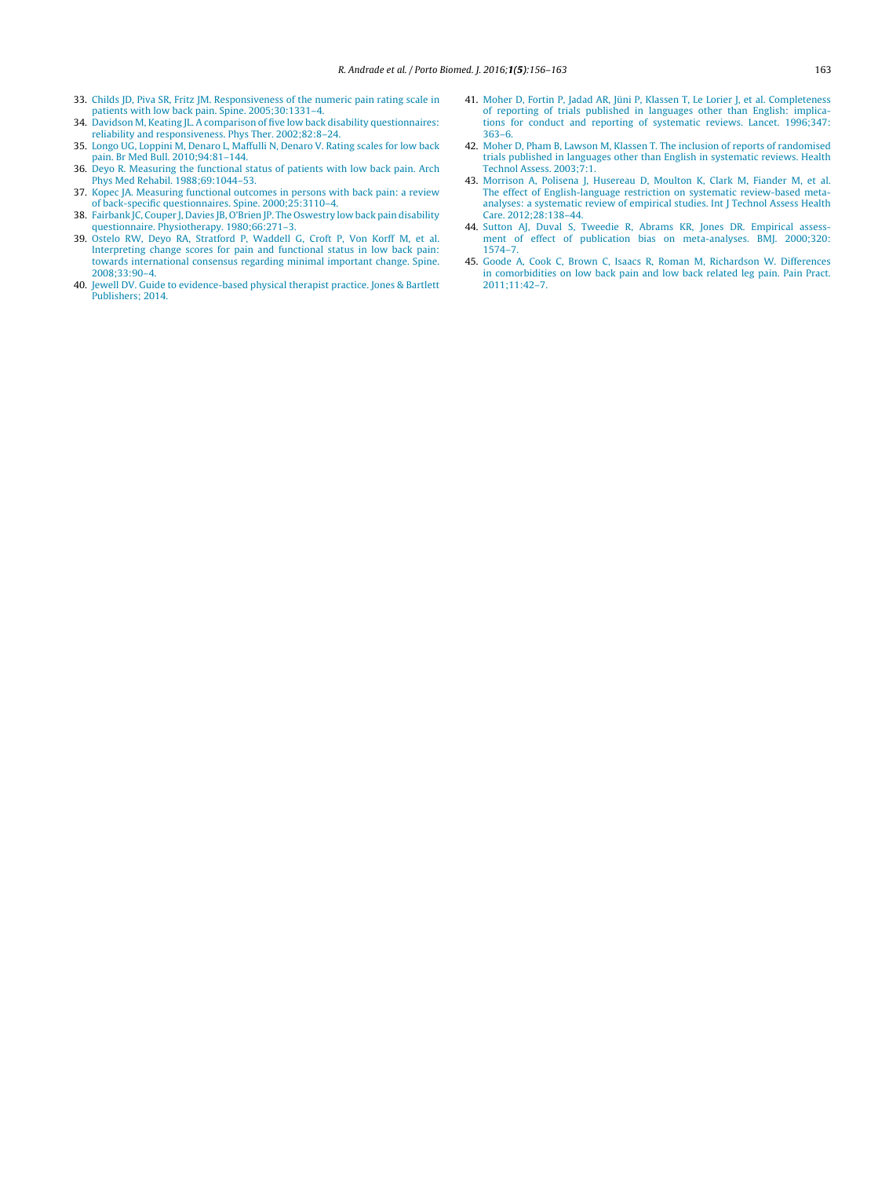33. Childs JD, Piva SR, Fritz JM. Responsiveness of the numeric pain rating scale in patients with low back pain. Spine. 2005;30:1331–4.
34. Davidson M, Keating JL. A comparison of five low back disability questionnaires: reliability and responsiveness. Phys Ther. 2002;82:8–24.
35. Longo UG, Loppini M, Denaro L, Maffulli N, Denaro V. Rating scales for low back pain. Br Med Bull. 2010;94:81–144.
36. Deyo R. Measuring the functional status of patients with low back pain. Arch Phys Med Rehabil. 1988;69:1044–53.
37. Kopec JA. Measuring functional outcomes in persons with back pain: a review of back-specific questionnaires. Spine. 2000;25:3110–4.
38. Fairbank JC, Couper J, Davies JB, O'Brien JP. The Oswestry low back pain disability questionnaire. Physiotherapy. 1980;66:271–3.
39. Ostelo RW, Deyo RA, Stratford P, Waddell G, Croft P, Von Korff M, et al. Interpreting change scores for pain and functional status in low back pain: towards international consensus regarding minimal important change. Spine. 2008;33:90–4.
40. Jewell DV. Guide to evidence-based physical therapist practice. Jones & Bartlett Publishers; 2014.
41. Moher D, Fortin P, Jadad AR, Jüni P, Klassen T, Le Lorier J, et al. Completeness of reporting of trials published in languages other than English: implications for conduct and reporting of systematic reviews. Lancet. 1996;347:363–6.
42. Moher D, Pham B, Lawson M, Klassen T. The inclusion of reports of randomised trials published in languages other than English in systematic reviews. Health Technol Assess. 2003;7:1.
43. Morrison A, Polisena J, Husereau D, Moulton K, Clark M, Fiander M, et al. The effect of English-language restriction on systematic review-based meta-analyses: a systematic review of empirical studies. Int J Technol Assess Health Care. 2012;28:138–44.
44. Sutton AJ, Duval S, Tweedie R, Abrams KR, Jones DR. Empirical assessment of effect of publication bias on meta-analyses. BMJ. 2000;320:1574–7.
45. Goode A, Cook C, Brown C, Isaacs R, Roman M, Richardson W. Differences in comorbidities on low back pain and low back related leg pain. Pain Pract. 2011;11:42–7.